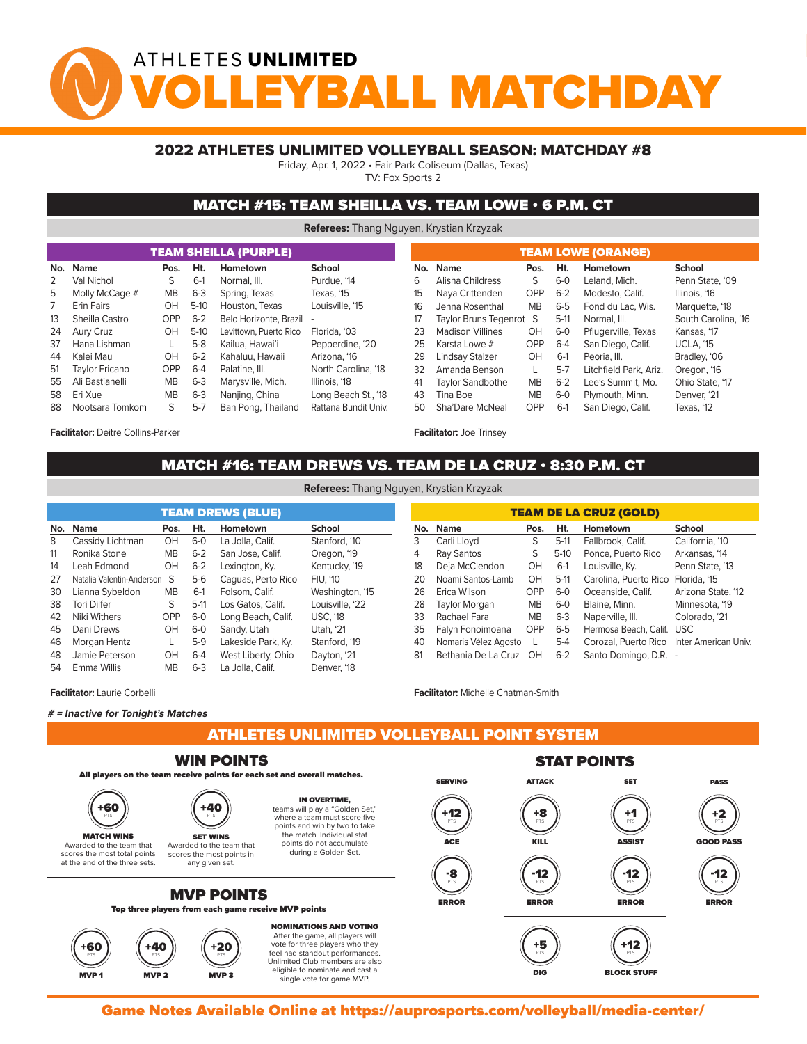# ATHLETES UNLIMITED VOLLEYBALL MATCHDAY

## 2022 ATHLETES UNLIMITED VOLLEYBALL SEASON: MATCHDAY #8

Friday, Apr. 1, 2022 • Fair Park Coliseum (Dallas, Texas)
TV: Fox Sports 2

## MATCH #15: TEAM SHEILLA VS. TEAM LOWE • 6 P.M. CT

**Referees:** Thang Nguyen, Krystian Krzyzak

### TEAM SHEILLA (PURPLE)

| No. | Name | Pos. | Ht. | Hometown | School |
|---|---|---|---|---|---|
| 2 | Val Nichol | S | 6-1 | Normal, Ill. | Purdue, '14 |
| 5 | Molly McCage # | MB | 6-3 | Spring, Texas | Texas, '15 |
| 7 | Erin Fairs | OH | 5-10 | Houston, Texas | Louisville, '15 |
| 13 | Sheilla Castro | OPP | 6-2 | Belo Horizonte, Brazil | - |
| 24 | Aury Cruz | OH | 5-10 | Levittown, Puerto Rico | Florida, '03 |
| 37 | Hana Lishman | L | 5-8 | Kailua, Hawai'i | Pepperdine, '20 |
| 44 | Kalei Mau | OH | 6-2 | Kahaluu, Hawaii | Arizona, '16 |
| 51 | Taylor Fricano | OPP | 6-4 | Palatine, Ill. | North Carolina, '18 |
| 55 | Ali Bastianelli | MB | 6-3 | Marysville, Mich. | Illinois, '18 |
| 58 | Eri Xue | MB | 6-3 | Nanjing, China | Long Beach St., '18 |
| 88 | Nootsara Tomkom | S | 5-7 | Ban Pong, Thailand | Rattana Bundit Univ. |

**Facilitator:** Deitre Collins-Parker

### TEAM LOWE (ORANGE)

| No. | Name | Pos. | Ht. | Hometown | School |
|---|---|---|---|---|---|
| 6 | Alisha Childress | S | 6-0 | Leland, Mich. | Penn State, '09 |
| 15 | Naya Crittenden | OPP | 6-2 | Modesto, Calif. | Illinois, '16 |
| 16 | Jenna Rosenthal | MB | 6-5 | Fond du Lac, Wis. | Marquette, '18 |
| 17 | Taylor Bruns Tegenrot | S | 5-11 | Normal, Ill. | South Carolina, '16 |
| 23 | Madison Villines | OH | 6-0 | Pflugerville, Texas | Kansas, '17 |
| 25 | Karsta Lowe # | OPP | 6-4 | San Diego, Calif. | UCLA, '15 |
| 29 | Lindsay Stalzer | OH | 6-1 | Peoria, Ill. | Bradley, '06 |
| 32 | Amanda Benson | L | 5-7 | Litchfield Park, Ariz. | Oregon, '16 |
| 41 | Taylor Sandbothe | MB | 6-2 | Lee's Summit, Mo. | Ohio State, '17 |
| 43 | Tina Boe | MB | 6-0 | Plymouth, Minn. | Denver, '21 |
| 50 | Sha'Dare McNeal | OPP | 6-1 | San Diego, Calif. | Texas, '12 |

**Facilitator:** Joe Trinsey

## MATCH #16: TEAM DREWS VS. TEAM DE LA CRUZ • 8:30 P.M. CT

**Referees:** Thang Nguyen, Krystian Krzyzak

### TEAM DREWS (BLUE)

| No. | Name | Pos. | Ht. | Hometown | School |
|---|---|---|---|---|---|
| 8 | Cassidy Lichtman | OH | 6-0 | La Jolla, Calif. | Stanford, '10 |
| 11 | Ronika Stone | MB | 6-2 | San Jose, Calif. | Oregon, '19 |
| 14 | Leah Edmond | OH | 6-2 | Lexington, Ky. | Kentucky, '19 |
| 27 | Natalia Valentin-Anderson | S | 5-6 | Caguas, Perto Rico | FIU, '10 |
| 30 | Lianna Sybeldon | MB | 6-1 | Folsom, Calif. | Washington, '15 |
| 38 | Tori Dilfer | S | 5-11 | Los Gatos, Calif. | Louisville, '22 |
| 42 | Niki Withers | OPP | 6-0 | Long Beach, Calif. | USC, '18 |
| 45 | Dani Drews | OH | 6-0 | Sandy, Utah | Utah, '21 |
| 46 | Morgan Hentz | L | 5-9 | Lakeside Park, Ky. | Stanford, '19 |
| 48 | Jamie Peterson | OH | 6-4 | West Liberty, Ohio | Dayton, '21 |
| 54 | Emma Willis | MB | 6-3 | La Jolla, Calif. | Denver, '18 |

**Facilitator:** Laurie Corbelli

### TEAM DE LA CRUZ (GOLD)

| No. | Name | Pos. | Ht. | Hometown | School |
|---|---|---|---|---|---|
| 3 | Carli Lloyd | S | 5-11 | Fallbrook, Calif. | California, '10 |
| 4 | Ray Santos | S | 5-10 | Ponce, Puerto Rico | Arkansas, '14 |
| 18 | Deja McClendon | OH | 6-1 | Louisville, Ky. | Penn State, '13 |
| 20 | Noami Santos-Lamb | OH | 5-11 | Carolina, Puerto Rico | Florida, '15 |
| 26 | Erica Wilson | OPP | 6-0 | Oceanside, Calif. | Arizona State, '12 |
| 28 | Taylor Morgan | MB | 6-0 | Blaine, Minn. | Minnesota, '19 |
| 33 | Rachael Fara | MB | 6-3 | Naperville, Ill. | Colorado, '21 |
| 35 | Falyn Fonoimoana | OPP | 6-5 | Hermosa Beach, Calif. | USC |
| 40 | Nomaris Vélez Agosto | L | 5-4 | Corozal, Puerto Rico | Inter American Univ. |
| 81 | Bethania De La Cruz | OH | 6-2 | Santo Domingo, D.R. | - |

**Facilitator:** Michelle Chatman-Smith

***# = Inactive for Tonight's Matches***

## ATHLETES UNLIMITED VOLLEYBALL POINT SYSTEM

### WIN POINTS

**All players on the team receive points for each set and overall matches.**

- **+60 PTS — MATCH WINS:** Awarded to the team that scores the most total points at the end of the three sets.
- **+40 PTS — SET WINS:** Awarded to the team that scores the most points in any given set.

**IN OVERTIME,** teams will play a "Golden Set," where a team must score five points and win by two to take the match. Individual stat points do not accumulate during a Golden Set.

### MVP POINTS

**Top three players from each game receive MVP points**

- **+60 PTS — MVP 1**
- **+40 PTS — MVP 2**
- **+20 PTS — MVP 3**

**NOMINATIONS AND VOTING**
After the game, all players will vote for three players who they feel had standout performances. Unlimited Club members are also eligible to nominate and cast a single vote for game MVP.

### STAT POINTS

- **SERVING:** +12 PTS ACE; -8 PTS ERROR
- **ATTACK:** +8 PTS KILL; -12 PTS ERROR
- **SET:** +1 PTS ASSIST; -12 PTS ERROR
- **PASS:** +2 PTS GOOD PASS; -12 PTS ERROR
- +5 PTS DIG
- +12 PTS BLOCK STUFF

**Game Notes Available Online at https://auprosports.com/volleyball/media-center/**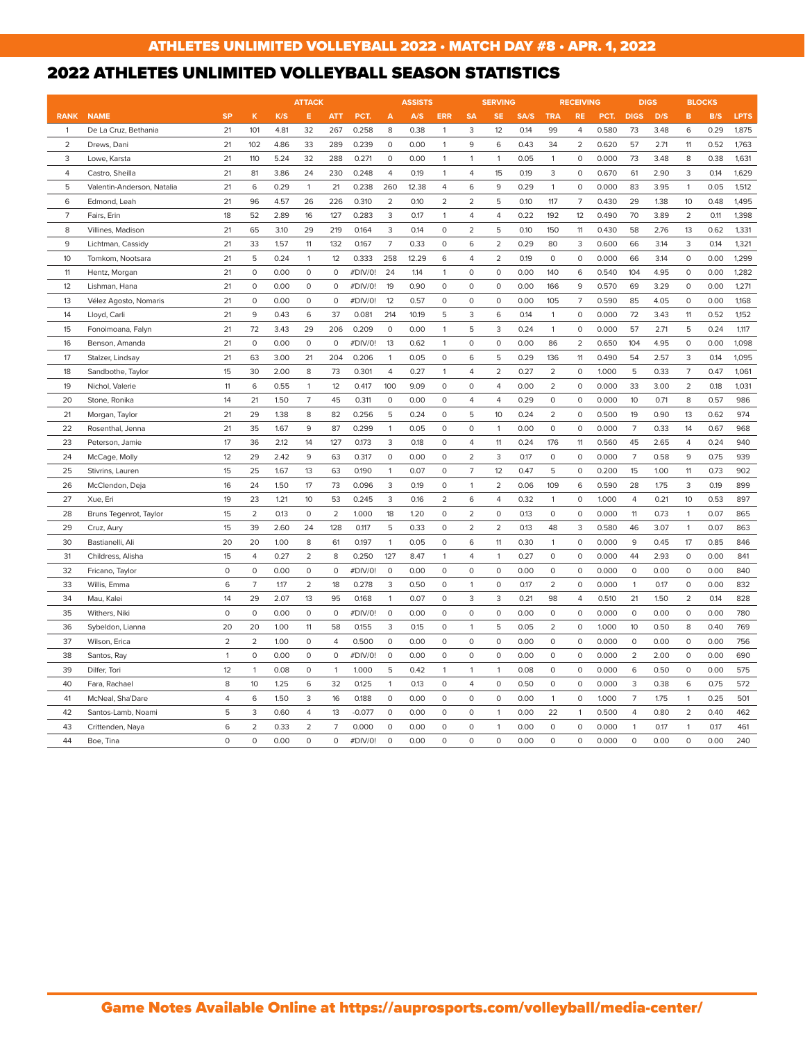## 2022 ATHLETES UNLIMITED VOLLEYBALL SEASON STATISTICS

| | | | ATTACK | | | | | ASSISTS | | | SERVING | | | RECEIVING | | | DIGS | | BLOCKS | | |
|---|---|---|---|---|---|---|---|---|---|---|---|---|---|---|---|---|---|---|---|---|---|
| RANK | NAME | SP | K | K/S | E | ATT | PCT. | A | A/S | ERR | SA | SE | SA/S | TRA | RE | PCT. | DIGS | D/S | B | B/S | LPTS |
| 1 | De La Cruz, Bethania | 21 | 101 | 4.81 | 32 | 267 | 0.258 | 8 | 0.38 | 1 | 3 | 12 | 0.14 | 99 | 4 | 0.580 | 73 | 3.48 | 6 | 0.29 | 1,875 |
| 2 | Drews, Dani | 21 | 102 | 4.86 | 33 | 289 | 0.239 | 0 | 0.00 | 1 | 9 | 6 | 0.43 | 34 | 2 | 0.620 | 57 | 2.71 | 11 | 0.52 | 1,763 |
| 3 | Lowe, Karsta | 21 | 110 | 5.24 | 32 | 288 | 0.271 | 0 | 0.00 | 1 | 1 | 1 | 0.05 | 1 | 0 | 0.000 | 73 | 3.48 | 8 | 0.38 | 1,631 |
| 4 | Castro, Sheilla | 21 | 81 | 3.86 | 24 | 230 | 0.248 | 4 | 0.19 | 1 | 4 | 15 | 0.19 | 3 | 0 | 0.670 | 61 | 2.90 | 3 | 0.14 | 1,629 |
| 5 | Valentin-Anderson, Natalia | 21 | 6 | 0.29 | 1 | 21 | 0.238 | 260 | 12.38 | 4 | 6 | 9 | 0.29 | 1 | 0 | 0.000 | 83 | 3.95 | 1 | 0.05 | 1,512 |
| 6 | Edmond, Leah | 21 | 96 | 4.57 | 26 | 226 | 0.310 | 2 | 0.10 | 2 | 2 | 5 | 0.10 | 117 | 7 | 0.430 | 29 | 1.38 | 10 | 0.48 | 1,495 |
| 7 | Fairs, Erin | 18 | 52 | 2.89 | 16 | 127 | 0.283 | 3 | 0.17 | 1 | 4 | 4 | 0.22 | 192 | 12 | 0.490 | 70 | 3.89 | 2 | 0.11 | 1,398 |
| 8 | Villines, Madison | 21 | 65 | 3.10 | 29 | 219 | 0.164 | 3 | 0.14 | 0 | 2 | 5 | 0.10 | 150 | 11 | 0.430 | 58 | 2.76 | 13 | 0.62 | 1,331 |
| 9 | Lichtman, Cassidy | 21 | 33 | 1.57 | 11 | 132 | 0.167 | 7 | 0.33 | 0 | 6 | 2 | 0.29 | 80 | 3 | 0.600 | 66 | 3.14 | 3 | 0.14 | 1,321 |
| 10 | Tomkom, Nootsara | 21 | 5 | 0.24 | 1 | 12 | 0.333 | 258 | 12.29 | 6 | 4 | 2 | 0.19 | 0 | 0 | 0.000 | 66 | 3.14 | 0 | 0.00 | 1,299 |
| 11 | Hentz, Morgan | 21 | 0 | 0.00 | 0 | 0 | #DIV/0! | 24 | 1.14 | 1 | 0 | 0 | 0.00 | 140 | 6 | 0.540 | 104 | 4.95 | 0 | 0.00 | 1,282 |
| 12 | Lishman, Hana | 21 | 0 | 0.00 | 0 | 0 | #DIV/0! | 19 | 0.90 | 0 | 0 | 0 | 0.00 | 166 | 9 | 0.570 | 69 | 3.29 | 0 | 0.00 | 1,271 |
| 13 | Vélez Agosto, Nomaris | 21 | 0 | 0.00 | 0 | 0 | #DIV/0! | 12 | 0.57 | 0 | 0 | 0 | 0.00 | 105 | 7 | 0.590 | 85 | 4.05 | 0 | 0.00 | 1,168 |
| 14 | Lloyd, Carli | 21 | 9 | 0.43 | 6 | 37 | 0.081 | 214 | 10.19 | 5 | 3 | 6 | 0.14 | 1 | 0 | 0.000 | 72 | 3.43 | 11 | 0.52 | 1,152 |
| 15 | Fonoimoana, Falyn | 21 | 72 | 3.43 | 29 | 206 | 0.209 | 0 | 0.00 | 1 | 5 | 3 | 0.24 | 1 | 0 | 0.000 | 57 | 2.71 | 5 | 0.24 | 1,117 |
| 16 | Benson, Amanda | 21 | 0 | 0.00 | 0 | 0 | #DIV/0! | 13 | 0.62 | 1 | 0 | 0 | 0.00 | 86 | 2 | 0.650 | 104 | 4.95 | 0 | 0.00 | 1,098 |
| 17 | Stalzer, Lindsay | 21 | 63 | 3.00 | 21 | 204 | 0.206 | 1 | 0.05 | 0 | 6 | 5 | 0.29 | 136 | 11 | 0.490 | 54 | 2.57 | 3 | 0.14 | 1,095 |
| 18 | Sandbothe, Taylor | 15 | 30 | 2.00 | 8 | 73 | 0.301 | 4 | 0.27 | 1 | 4 | 2 | 0.27 | 2 | 0 | 1.000 | 5 | 0.33 | 7 | 0.47 | 1,061 |
| 19 | Nichol, Valerie | 11 | 6 | 0.55 | 1 | 12 | 0.417 | 100 | 9.09 | 0 | 0 | 4 | 0.00 | 2 | 0 | 0.000 | 33 | 3.00 | 2 | 0.18 | 1,031 |
| 20 | Stone, Ronika | 14 | 21 | 1.50 | 7 | 45 | 0.311 | 0 | 0.00 | 0 | 4 | 4 | 0.29 | 0 | 0 | 0.000 | 10 | 0.71 | 8 | 0.57 | 986 |
| 21 | Morgan, Taylor | 21 | 29 | 1.38 | 8 | 82 | 0.256 | 5 | 0.24 | 0 | 5 | 10 | 0.24 | 2 | 0 | 0.500 | 19 | 0.90 | 13 | 0.62 | 974 |
| 22 | Rosenthal, Jenna | 21 | 35 | 1.67 | 9 | 87 | 0.299 | 1 | 0.05 | 0 | 0 | 1 | 0.00 | 0 | 0 | 0.000 | 7 | 0.33 | 14 | 0.67 | 968 |
| 23 | Peterson, Jamie | 17 | 36 | 2.12 | 14 | 127 | 0.173 | 3 | 0.18 | 0 | 4 | 11 | 0.24 | 176 | 11 | 0.560 | 45 | 2.65 | 4 | 0.24 | 940 |
| 24 | McCage, Molly | 12 | 29 | 2.42 | 9 | 63 | 0.317 | 0 | 0.00 | 0 | 2 | 3 | 0.17 | 0 | 0 | 0.000 | 7 | 0.58 | 9 | 0.75 | 939 |
| 25 | Stivrins, Lauren | 15 | 25 | 1.67 | 13 | 63 | 0.190 | 1 | 0.07 | 0 | 7 | 12 | 0.47 | 5 | 0 | 0.200 | 15 | 1.00 | 11 | 0.73 | 902 |
| 26 | McClendon, Deja | 16 | 24 | 1.50 | 17 | 73 | 0.096 | 3 | 0.19 | 0 | 1 | 2 | 0.06 | 109 | 6 | 0.590 | 28 | 1.75 | 3 | 0.19 | 899 |
| 27 | Xue, Eri | 19 | 23 | 1.21 | 10 | 53 | 0.245 | 3 | 0.16 | 2 | 6 | 4 | 0.32 | 1 | 0 | 1.000 | 4 | 0.21 | 10 | 0.53 | 897 |
| 28 | Bruns Tegenrot, Taylor | 15 | 2 | 0.13 | 0 | 2 | 1.000 | 18 | 1.20 | 0 | 2 | 0 | 0.13 | 0 | 0 | 0.000 | 11 | 0.73 | 1 | 0.07 | 865 |
| 29 | Cruz, Aury | 15 | 39 | 2.60 | 24 | 128 | 0.117 | 5 | 0.33 | 0 | 2 | 2 | 0.13 | 48 | 3 | 0.580 | 46 | 3.07 | 1 | 0.07 | 863 |
| 30 | Bastianelli, Ali | 20 | 20 | 1.00 | 8 | 61 | 0.197 | 1 | 0.05 | 0 | 6 | 11 | 0.30 | 1 | 0 | 0.000 | 9 | 0.45 | 17 | 0.85 | 846 |
| 31 | Childress, Alisha | 15 | 4 | 0.27 | 2 | 8 | 0.250 | 127 | 8.47 | 1 | 4 | 1 | 0.27 | 0 | 0 | 0.000 | 44 | 2.93 | 0 | 0.00 | 841 |
| 32 | Fricano, Taylor | 0 | 0 | 0.00 | 0 | 0 | #DIV/0! | 0 | 0.00 | 0 | 0 | 0 | 0.00 | 0 | 0 | 0.000 | 0 | 0.00 | 0 | 0.00 | 840 |
| 33 | Willis, Emma | 6 | 7 | 1.17 | 2 | 18 | 0.278 | 3 | 0.50 | 0 | 1 | 0 | 0.17 | 2 | 0 | 0.000 | 1 | 0.17 | 0 | 0.00 | 832 |
| 34 | Mau, Kalei | 14 | 29 | 2.07 | 13 | 95 | 0.168 | 1 | 0.07 | 0 | 3 | 3 | 0.21 | 98 | 4 | 0.510 | 21 | 1.50 | 2 | 0.14 | 828 |
| 35 | Withers, Niki | 0 | 0 | 0.00 | 0 | 0 | #DIV/0! | 0 | 0.00 | 0 | 0 | 0 | 0.00 | 0 | 0 | 0.000 | 0 | 0.00 | 0 | 0.00 | 780 |
| 36 | Sybeldon, Lianna | 20 | 20 | 1.00 | 11 | 58 | 0.155 | 3 | 0.15 | 0 | 1 | 5 | 0.05 | 2 | 0 | 1.000 | 10 | 0.50 | 8 | 0.40 | 769 |
| 37 | Wilson, Erica | 2 | 2 | 1.00 | 0 | 4 | 0.500 | 0 | 0.00 | 0 | 0 | 0 | 0.00 | 0 | 0 | 0.000 | 0 | 0.00 | 0 | 0.00 | 756 |
| 38 | Santos, Ray | 1 | 0 | 0.00 | 0 | 0 | #DIV/0! | 0 | 0.00 | 0 | 0 | 0 | 0.00 | 0 | 0 | 0.000 | 2 | 2.00 | 0 | 0.00 | 690 |
| 39 | Dilfer, Tori | 12 | 1 | 0.08 | 0 | 1 | 1.000 | 5 | 0.42 | 1 | 1 | 1 | 0.08 | 0 | 0 | 0.000 | 6 | 0.50 | 0 | 0.00 | 575 |
| 40 | Fara, Rachael | 8 | 10 | 1.25 | 6 | 32 | 0.125 | 1 | 0.13 | 0 | 4 | 0 | 0.50 | 0 | 0 | 0.000 | 3 | 0.38 | 6 | 0.75 | 572 |
| 41 | McNeal, Sha'Dare | 4 | 6 | 1.50 | 3 | 16 | 0.188 | 0 | 0.00 | 0 | 0 | 0 | 0.00 | 1 | 0 | 1.000 | 7 | 1.75 | 1 | 0.25 | 501 |
| 42 | Santos-Lamb, Noami | 5 | 3 | 0.60 | 4 | 13 | -0.077 | 0 | 0.00 | 0 | 0 | 1 | 0.00 | 22 | 1 | 0.500 | 4 | 0.80 | 2 | 0.40 | 462 |
| 43 | Crittenden, Naya | 6 | 2 | 0.33 | 2 | 7 | 0.000 | 0 | 0.00 | 0 | 0 | 1 | 0.00 | 0 | 0 | 0.000 | 1 | 0.17 | 1 | 0.17 | 461 |
| 44 | Boe, Tina | 0 | 0 | 0.00 | 0 | 0 | #DIV/0! | 0 | 0.00 | 0 | 0 | 0 | 0.00 | 0 | 0 | 0.000 | 0 | 0.00 | 0 | 0.00 | 240 |

**Game Notes Available Online at https://auprosports.com/volleyball/media-center/**